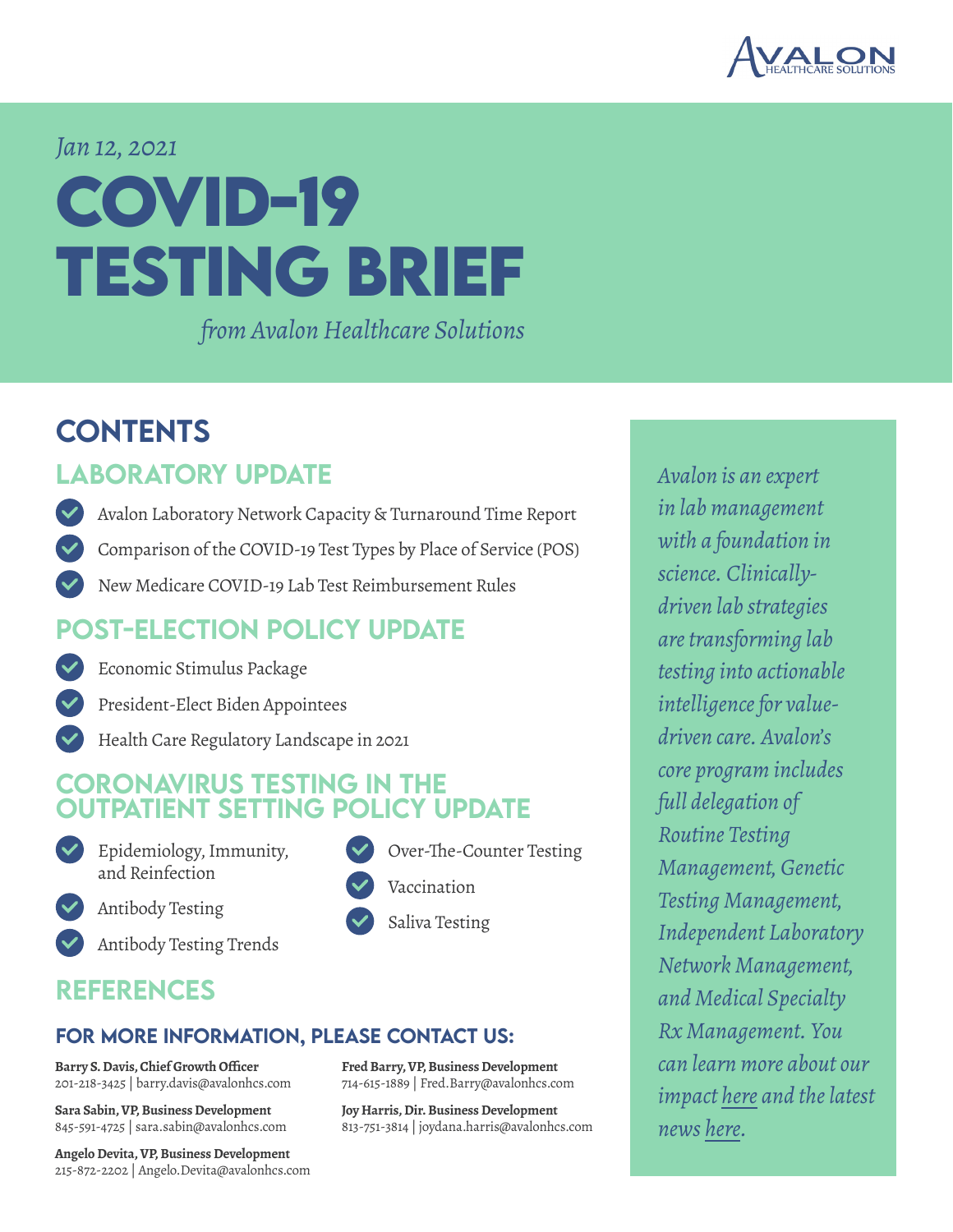*Jan 12, 2021*

# COVID-19 TESTING BRIEF

*from Avalon Healthcare Solutions*

## CONTENTS

### LABORATORY UPDATE

- Avalon Laboratory Network Capacity & Turnaround Time Report
- Comparison of the COVID-19 Test Types by Place of Service (POS)
- New Medicare COVID-19 Lab Test Reimbursement Rules

### POST-ELECTION POLICY UPDATE

- Economic Stimulus Package
- President-Elect Biden Appointees
- Health Care Regulatory Landscape in 2021

### CORONAVIRUS TESTING IN THE OUTPATIENT SETTING POLICY UPDATE

- Epidemiology, Immunity, and Reinfection
- Antibody Testing
- Antibody Testing Trends
- Over-The-Counter Testing
- Vaccination
- Saliva Testing

### REFERENCES

### FOR MORE INFORMATION, PLEASE CONTACT US:

**Barry S. Davis, Chief Growth Officer**
201-218-3425 | barry.davis@avalonhcs.com

**Sara Sabin, VP, Business Development**
845-591-4725 | sara.sabin@avalonhcs.com

**Angelo Devita, VP, Business Development**
215-872-2202 | Angelo.Devita@avalonhcs.com

**Fred Barry, VP, Business Development**
714-615-1889 | Fred.Barry@avalonhcs.com

**Joy Harris, Dir. Business Development**
813-751-3814 | joydana.harris@avalonhcs.com

*Avalon is an expert in lab management with a foundation in science. Clinically-driven lab strategies are transforming lab testing into actionable intelligence for value-driven care. Avalon's core program includes full delegation of Routine Testing Management, Genetic Testing Management, Independent Laboratory Network Management, and Medical Specialty Rx Management. You can learn more about our impact here and the latest news here.*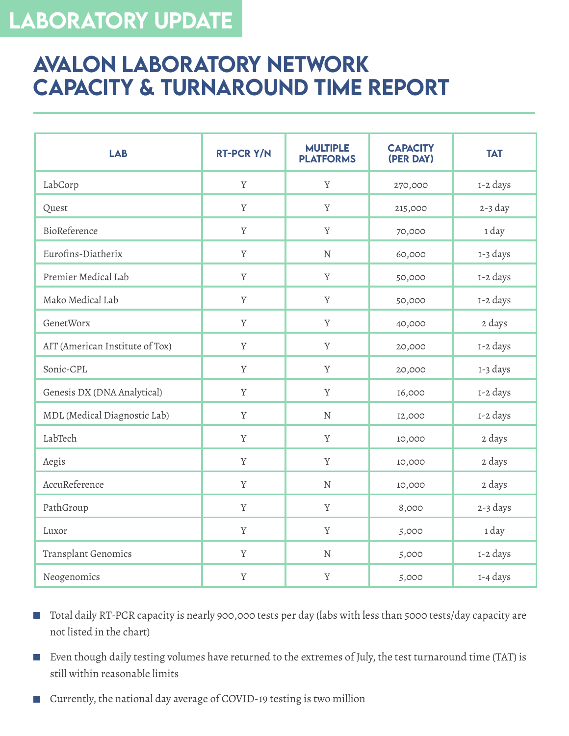LABORATORY UPDATE

# AVALON LABORATORY NETWORK CAPACITY & TURNAROUND TIME REPORT

| LAB | RT-PCR Y/N | MULTIPLE PLATFORMS | CAPACITY (PER DAY) | TAT |
|---|---|---|---|---|
| LabCorp | Y | Y | 270,000 | 1-2 days |
| Quest | Y | Y | 215,000 | 2-3 day |
| BioReference | Y | Y | 70,000 | 1 day |
| Eurofins-Diatherix | Y | N | 60,000 | 1-3 days |
| Premier Medical Lab | Y | Y | 50,000 | 1-2 days |
| Mako Medical Lab | Y | Y | 50,000 | 1-2 days |
| GenetWorx | Y | Y | 40,000 | 2 days |
| AIT (American Institute of Tox) | Y | Y | 20,000 | 1-2 days |
| Sonic-CPL | Y | Y | 20,000 | 1-3 days |
| Genesis DX (DNA Analytical) | Y | Y | 16,000 | 1-2 days |
| MDL (Medical Diagnostic Lab) | Y | N | 12,000 | 1-2 days |
| LabTech | Y | Y | 10,000 | 2 days |
| Aegis | Y | Y | 10,000 | 2 days |
| AccuReference | Y | N | 10,000 | 2 days |
| PathGroup | Y | Y | 8,000 | 2-3 days |
| Luxor | Y | Y | 5,000 | 1 day |
| Transplant Genomics | Y | N | 5,000 | 1-2 days |
| Neogenomics | Y | Y | 5,000 | 1-4 days |

- Total daily RT-PCR capacity is nearly 900,000 tests per day (labs with less than 5000 tests/day capacity are not listed in the chart)
- Even though daily testing volumes have returned to the extremes of July, the test turnaround time (TAT) is still within reasonable limits
- Currently, the national day average of COVID-19 testing is two million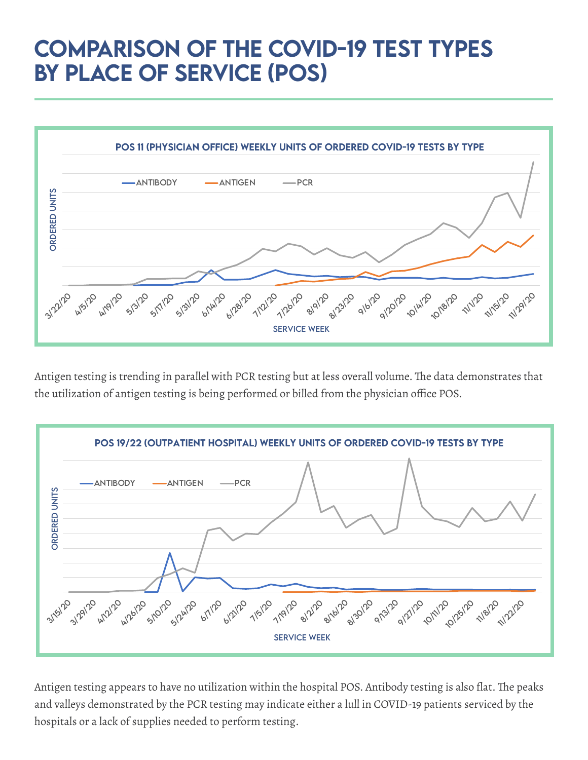# COMPARISON OF THE COVID-19 TEST TYPES BY PLACE OF SERVICE (POS)

POS 11 (PHYSICIAN OFFICE) WEEKLY UNITS OF ORDERED COVID-19 TESTS BY TYPE

Antigen testing is trending in parallel with PCR testing but at less overall volume. The data demonstrates that the utilization of antigen testing is being performed or billed from the physician office POS.

POS 19/22 (OUTPATIENT HOSPITAL) WEEKLY UNITS OF ORDERED COVID-19 TESTS BY TYPE

Antigen testing appears to have no utilization within the hospital POS. Antibody testing is also flat. The peaks and valleys demonstrated by the PCR testing may indicate either a lull in COVID-19 patients serviced by the hospitals or a lack of supplies needed to perform testing.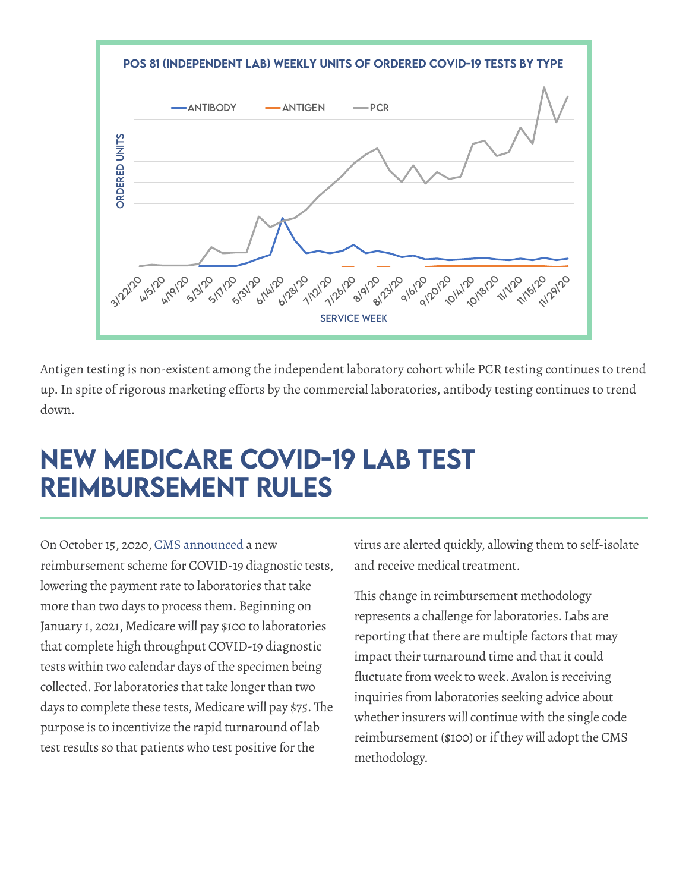POS 81 (INDEPENDENT LAB) WEEKLY UNITS OF ORDERED COVID-19 TESTS BY TYPE

Antigen testing is non-existent among the independent laboratory cohort while PCR testing continues to trend up. In spite of rigorous marketing efforts by the commercial laboratories, antibody testing continues to trend down.

# NEW MEDICARE COVID-19 LAB TEST REIMBURSEMENT RULES

On October 15, 2020, CMS announced a new reimbursement scheme for COVID-19 diagnostic tests, lowering the payment rate to laboratories that take more than two days to process them. Beginning on January 1, 2021, Medicare will pay $100 to laboratories that complete high throughput COVID-19 diagnostic tests within two calendar days of the specimen being collected. For laboratories that take longer than two days to complete these tests, Medicare will pay $75. The purpose is to incentivize the rapid turnaround of lab test results so that patients who test positive for the virus are alerted quickly, allowing them to self-isolate and receive medical treatment.

This change in reimbursement methodology represents a challenge for laboratories. Labs are reporting that there are multiple factors that may impact their turnaround time and that it could fluctuate from week to week. Avalon is receiving inquiries from laboratories seeking advice about whether insurers will continue with the single code reimbursement ($100) or if they will adopt the CMS methodology.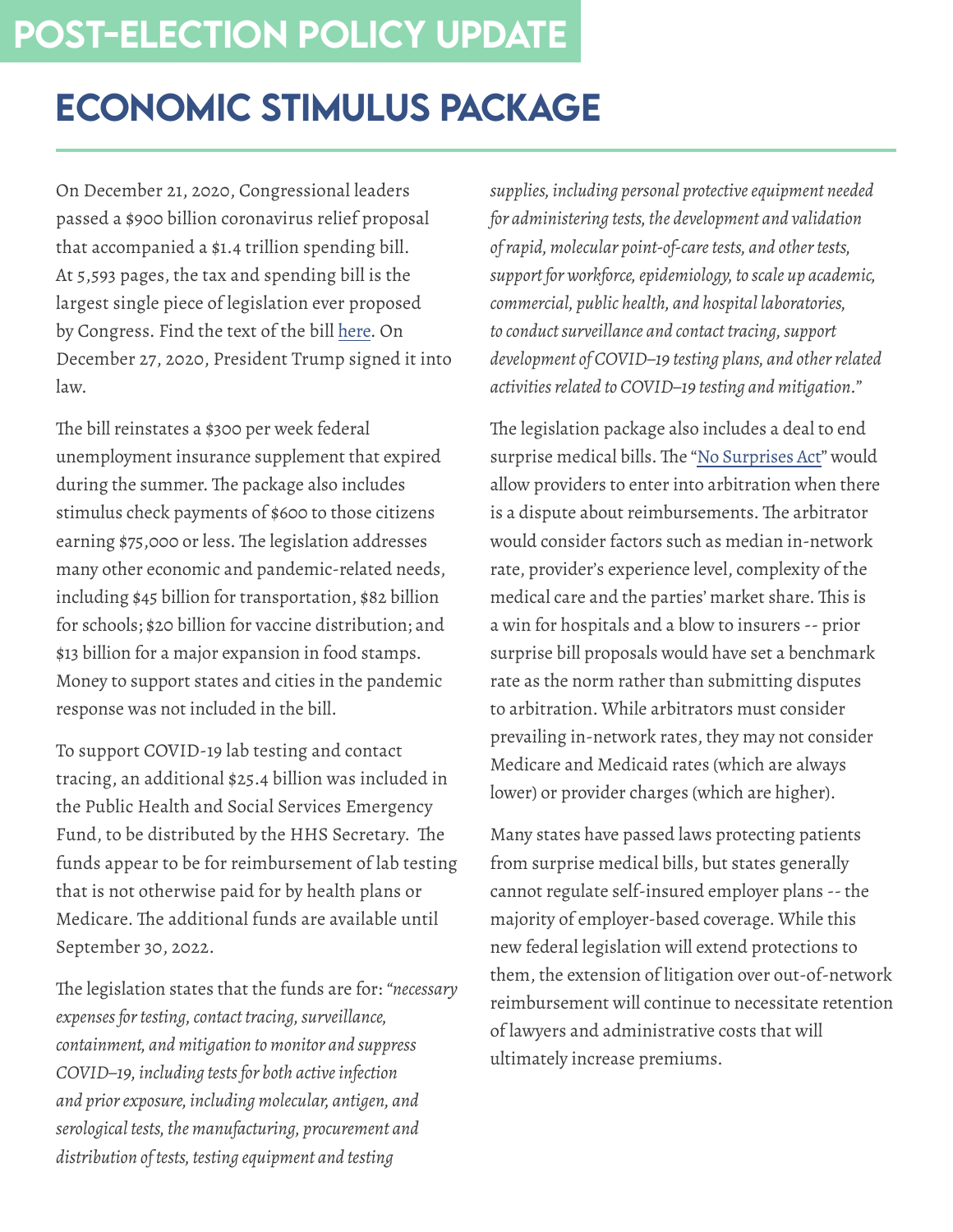# POST-ELECTION POLICY UPDATE

## ECONOMIC STIMULUS PACKAGE

On December 21, 2020, Congressional leaders passed a $900 billion coronavirus relief proposal that accompanied a $1.4 trillion spending bill. At 5,593 pages, the tax and spending bill is the largest single piece of legislation ever proposed by Congress. Find the text of the bill here. On December 27, 2020, President Trump signed it into law.

The bill reinstates a $300 per week federal unemployment insurance supplement that expired during the summer. The package also includes stimulus check payments of $600 to those citizens earning $75,000 or less. The legislation addresses many other economic and pandemic-related needs, including $45 billion for transportation, $82 billion for schools; $20 billion for vaccine distribution; and $13 billion for a major expansion in food stamps. Money to support states and cities in the pandemic response was not included in the bill.

To support COVID-19 lab testing and contact tracing, an additional $25.4 billion was included in the Public Health and Social Services Emergency Fund, to be distributed by the HHS Secretary. The funds appear to be for reimbursement of lab testing that is not otherwise paid for by health plans or Medicare. The additional funds are available until September 30, 2022.

The legislation states that the funds are for: *"necessary expenses for testing, contact tracing, surveillance, containment, and mitigation to monitor and suppress COVID–19, including tests for both active infection and prior exposure, including molecular, antigen, and serological tests, the manufacturing, procurement and distribution of tests, testing equipment and testing supplies, including personal protective equipment needed for administering tests, the development and validation of rapid, molecular point-of-care tests, and other tests, support for workforce, epidemiology, to scale up academic, commercial, public health, and hospital laboratories, to conduct surveillance and contact tracing, support development of COVID–19 testing plans, and other related activities related to COVID–19 testing and mitigation."*

The legislation package also includes a deal to end surprise medical bills. The "No Surprises Act" would allow providers to enter into arbitration when there is a dispute about reimbursements. The arbitrator would consider factors such as median in-network rate, provider's experience level, complexity of the medical care and the parties' market share. This is a win for hospitals and a blow to insurers -- prior surprise bill proposals would have set a benchmark rate as the norm rather than submitting disputes to arbitration. While arbitrators must consider prevailing in-network rates, they may not consider Medicare and Medicaid rates (which are always lower) or provider charges (which are higher).

Many states have passed laws protecting patients from surprise medical bills, but states generally cannot regulate self-insured employer plans -- the majority of employer-based coverage. While this new federal legislation will extend protections to them, the extension of litigation over out-of-network reimbursement will continue to necessitate retention of lawyers and administrative costs that will ultimately increase premiums.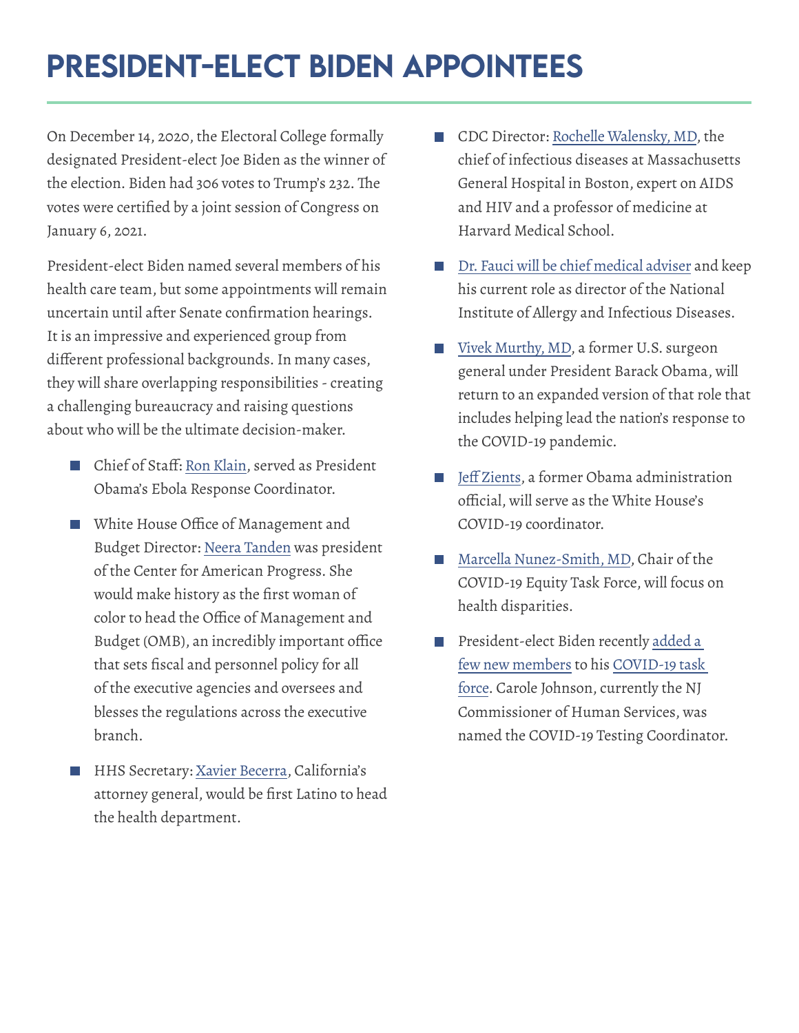# PRESIDENT-ELECT BIDEN APPOINTEES

On December 14, 2020, the Electoral College formally designated President-elect Joe Biden as the winner of the election. Biden had 306 votes to Trump's 232. The votes were certified by a joint session of Congress on January 6, 2021.

President-elect Biden named several members of his health care team, but some appointments will remain uncertain until after Senate confirmation hearings. It is an impressive and experienced group from different professional backgrounds. In many cases, they will share overlapping responsibilities - creating a challenging bureaucracy and raising questions about who will be the ultimate decision-maker.

- Chief of Staff: Ron Klain, served as President Obama's Ebola Response Coordinator.
- White House Office of Management and Budget Director: Neera Tanden was president of the Center for American Progress. She would make history as the first woman of color to head the Office of Management and Budget (OMB), an incredibly important office that sets fiscal and personnel policy for all of the executive agencies and oversees and blesses the regulations across the executive branch.
- HHS Secretary: Xavier Becerra, California's attorney general, would be first Latino to head the health department.
- CDC Director: Rochelle Walensky, MD, the chief of infectious diseases at Massachusetts General Hospital in Boston, expert on AIDS and HIV and a professor of medicine at Harvard Medical School.
- Dr. Fauci will be chief medical adviser and keep his current role as director of the National Institute of Allergy and Infectious Diseases.
- Vivek Murthy, MD, a former U.S. surgeon general under President Barack Obama, will return to an expanded version of that role that includes helping lead the nation's response to the COVID-19 pandemic.
- Jeff Zients, a former Obama administration official, will serve as the White House's COVID-19 coordinator.
- Marcella Nunez-Smith, MD, Chair of the COVID-19 Equity Task Force, will focus on health disparities.
- President-elect Biden recently added a few new members to his COVID-19 task force. Carole Johnson, currently the NJ Commissioner of Human Services, was named the COVID-19 Testing Coordinator.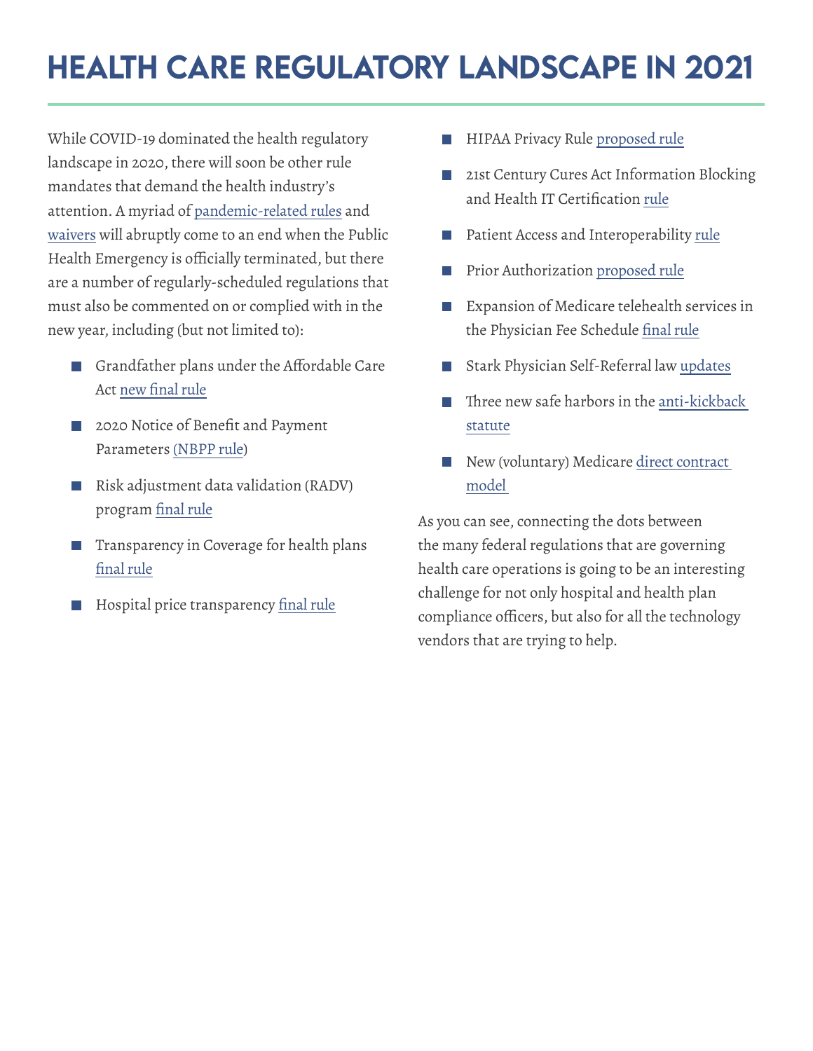# HEALTH CARE REGULATORY LANDSCAPE IN 2021

While COVID-19 dominated the health regulatory landscape in 2020, there will soon be other rule mandates that demand the health industry's attention. A myriad of pandemic-related rules and waivers will abruptly come to an end when the Public Health Emergency is officially terminated, but there are a number of regularly-scheduled regulations that must also be commented on or complied with in the new year, including (but not limited to):

- Grandfather plans under the Affordable Care Act new final rule
- 2020 Notice of Benefit and Payment Parameters (NBPP rule)
- Risk adjustment data validation (RADV) program final rule
- Transparency in Coverage for health plans final rule
- Hospital price transparency final rule
- HIPAA Privacy Rule proposed rule
- 21st Century Cures Act Information Blocking and Health IT Certification rule
- Patient Access and Interoperability rule
- Prior Authorization proposed rule
- Expansion of Medicare telehealth services in the Physician Fee Schedule final rule
- Stark Physician Self-Referral law updates
- Three new safe harbors in the anti-kickback statute
- New (voluntary) Medicare direct contract model

As you can see, connecting the dots between the many federal regulations that are governing health care operations is going to be an interesting challenge for not only hospital and health plan compliance officers, but also for all the technology vendors that are trying to help.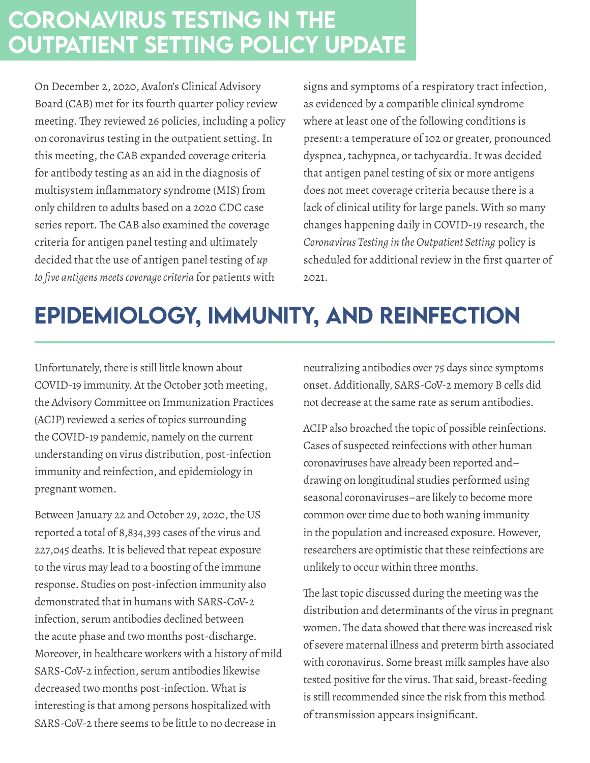# CORONAVIRUS TESTING IN THE OUTPATIENT SETTING POLICY UPDATE

On December 2, 2020, Avalon's Clinical Advisory Board (CAB) met for its fourth quarter policy review meeting. They reviewed 26 policies, including a policy on coronavirus testing in the outpatient setting. In this meeting, the CAB expanded coverage criteria for antibody testing as an aid in the diagnosis of multisystem inflammatory syndrome (MIS) from only children to adults based on a 2020 CDC case series report. The CAB also examined the coverage criteria for antigen panel testing and ultimately decided that the use of antigen panel testing of *up to five antigens meets coverage criteria* for patients with signs and symptoms of a respiratory tract infection, as evidenced by a compatible clinical syndrome where at least one of the following conditions is present: a temperature of 102 or greater, pronounced dyspnea, tachypnea, or tachycardia. It was decided that antigen panel testing of six or more antigens does not meet coverage criteria because there is a lack of clinical utility for large panels. With so many changes happening daily in COVID-19 research, the *Coronavirus Testing in the Outpatient Setting* policy is scheduled for additional review in the first quarter of 2021.

# EPIDEMIOLOGY, IMMUNITY, AND REINFECTION

Unfortunately, there is still little known about COVID-19 immunity. At the October 30th meeting, the Advisory Committee on Immunization Practices (ACIP) reviewed a series of topics surrounding the COVID-19 pandemic, namely on the current understanding on virus distribution, post-infection immunity and reinfection, and epidemiology in pregnant women.

Between January 22 and October 29, 2020, the US reported a total of 8,834,393 cases of the virus and 227,045 deaths. It is believed that repeat exposure to the virus may lead to a boosting of the immune response. Studies on post-infection immunity also demonstrated that in humans with SARS-CoV-2 infection, serum antibodies declined between the acute phase and two months post-discharge. Moreover, in healthcare workers with a history of mild SARS-CoV-2 infection, serum antibodies likewise decreased two months post-infection. What is interesting is that among persons hospitalized with SARS-CoV-2 there seems to be little to no decrease in neutralizing antibodies over 75 days since symptoms onset. Additionally, SARS-CoV-2 memory B cells did not decrease at the same rate as serum antibodies.

ACIP also broached the topic of possible reinfections. Cases of suspected reinfections with other human coronaviruses have already been reported and–drawing on longitudinal studies performed using seasonal coronaviruses–are likely to become more common over time due to both waning immunity in the population and increased exposure. However, researchers are optimistic that these reinfections are unlikely to occur within three months.

The last topic discussed during the meeting was the distribution and determinants of the virus in pregnant women. The data showed that there was increased risk of severe maternal illness and preterm birth associated with coronavirus. Some breast milk samples have also tested positive for the virus. That said, breast-feeding is still recommended since the risk from this method of transmission appears insignificant.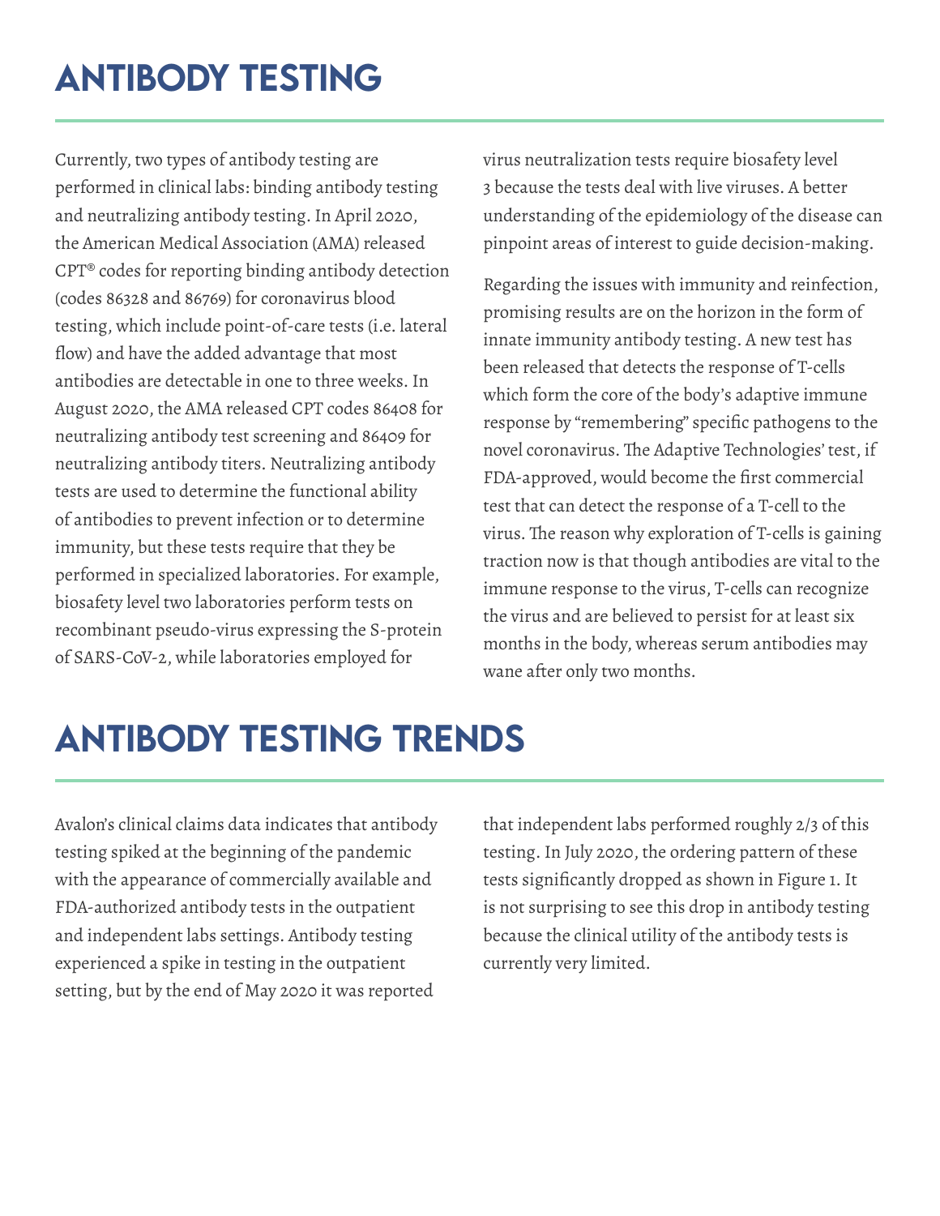# ANTIBODY TESTING

Currently, two types of antibody testing are performed in clinical labs: binding antibody testing and neutralizing antibody testing. In April 2020, the American Medical Association (AMA) released CPT® codes for reporting binding antibody detection (codes 86328 and 86769) for coronavirus blood testing, which include point-of-care tests (i.e. lateral flow) and have the added advantage that most antibodies are detectable in one to three weeks. In August 2020, the AMA released CPT codes 86408 for neutralizing antibody test screening and 86409 for neutralizing antibody titers. Neutralizing antibody tests are used to determine the functional ability of antibodies to prevent infection or to determine immunity, but these tests require that they be performed in specialized laboratories. For example, biosafety level two laboratories perform tests on recombinant pseudo-virus expressing the S-protein of SARS-CoV-2, while laboratories employed for virus neutralization tests require biosafety level 3 because the tests deal with live viruses. A better understanding of the epidemiology of the disease can pinpoint areas of interest to guide decision-making.

Regarding the issues with immunity and reinfection, promising results are on the horizon in the form of innate immunity antibody testing. A new test has been released that detects the response of T-cells which form the core of the body's adaptive immune response by "remembering" specific pathogens to the novel coronavirus. The Adaptive Technologies' test, if FDA-approved, would become the first commercial test that can detect the response of a T-cell to the virus. The reason why exploration of T-cells is gaining traction now is that though antibodies are vital to the immune response to the virus, T-cells can recognize the virus and are believed to persist for at least six months in the body, whereas serum antibodies may wane after only two months.

# ANTIBODY TESTING TRENDS

Avalon's clinical claims data indicates that antibody testing spiked at the beginning of the pandemic with the appearance of commercially available and FDA-authorized antibody tests in the outpatient and independent labs settings. Antibody testing experienced a spike in testing in the outpatient setting, but by the end of May 2020 it was reported that independent labs performed roughly 2/3 of this testing. In July 2020, the ordering pattern of these tests significantly dropped as shown in Figure 1. It is not surprising to see this drop in antibody testing because the clinical utility of the antibody tests is currently very limited.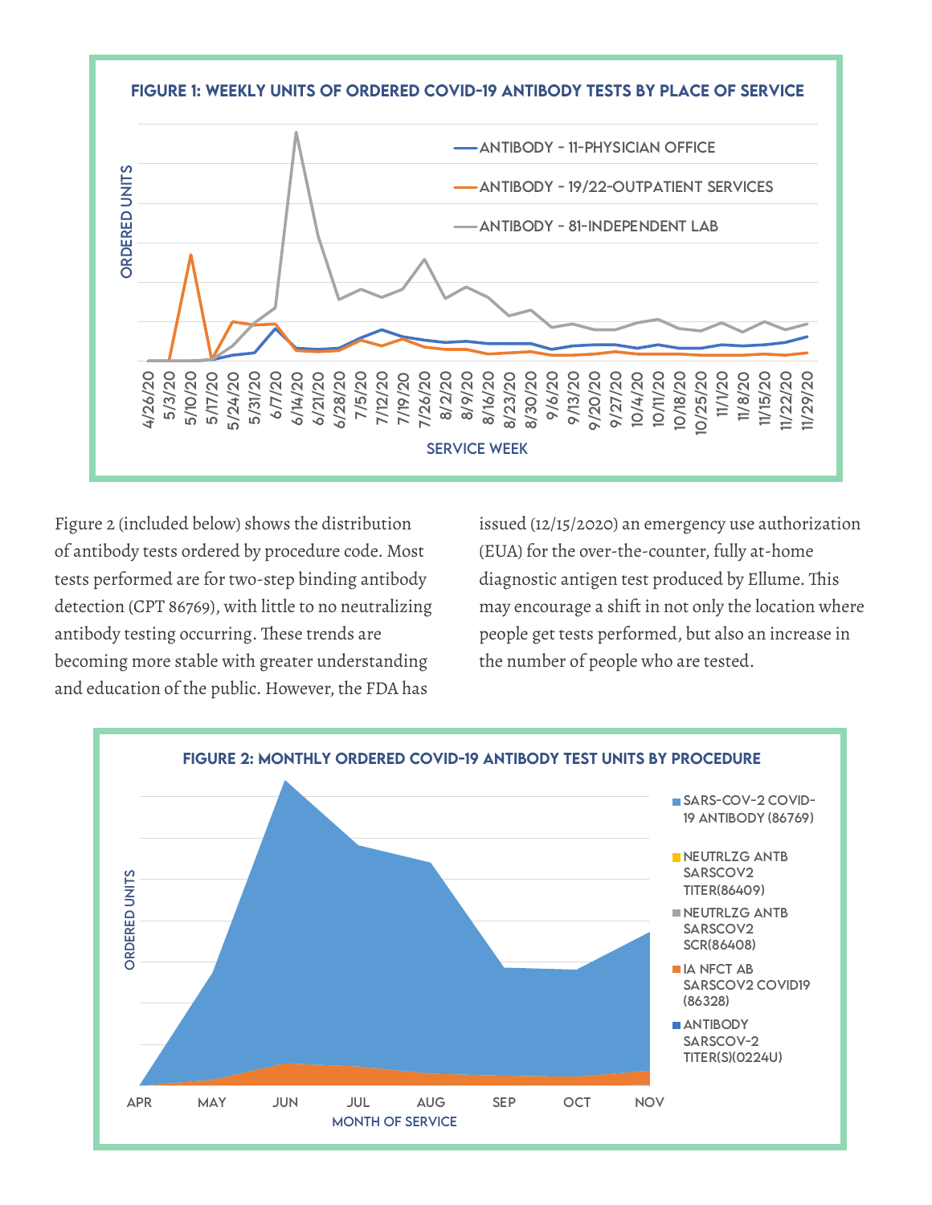**FIGURE 1: WEEKLY UNITS OF ORDERED COVID-19 ANTIBODY TESTS BY PLACE OF SERVICE**

Figure 2 (included below) shows the distribution of antibody tests ordered by procedure code. Most tests performed are for two-step binding antibody detection (CPT 86769), with little to no neutralizing antibody testing occurring. These trends are becoming more stable with greater understanding and education of the public. However, the FDA has issued (12/15/2020) an emergency use authorization (EUA) for the over-the-counter, fully at-home diagnostic antigen test produced by Ellume. This may encourage a shift in not only the location where people get tests performed, but also an increase in the number of people who are tested.

**FIGURE 2: MONTHLY ORDERED COVID-19 ANTIBODY TEST UNITS BY PROCEDURE**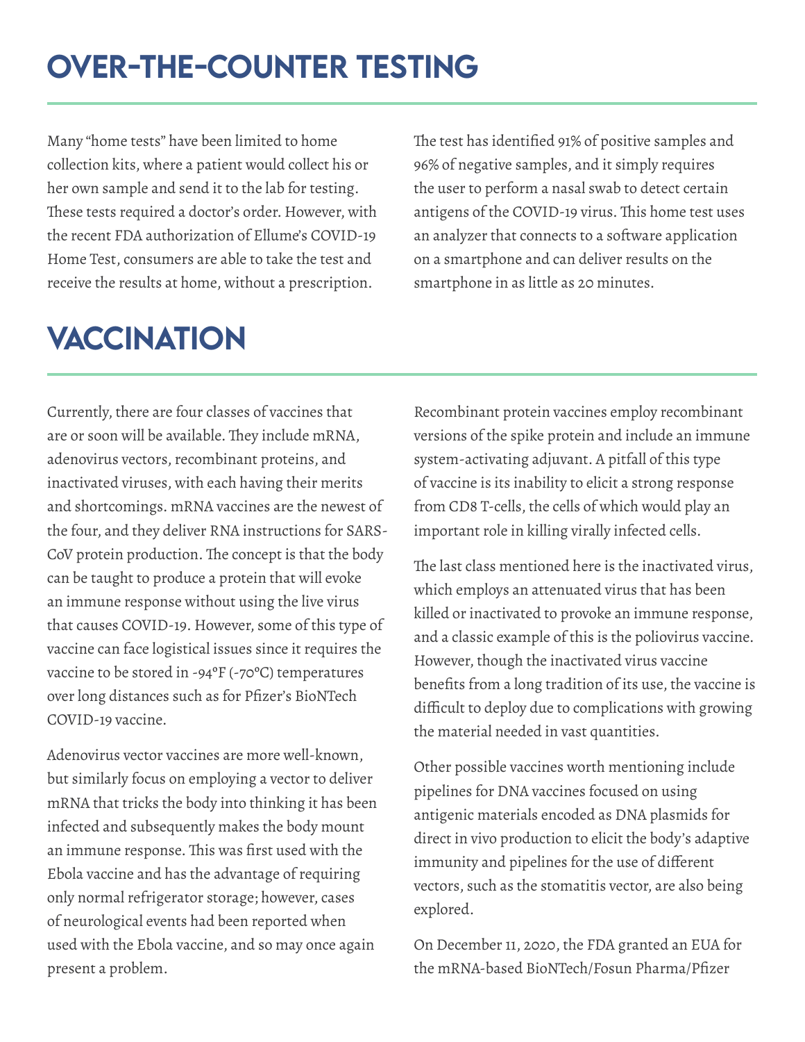# OVER-THE-COUNTER TESTING

Many “home tests” have been limited to home collection kits, where a patient would collect his or her own sample and send it to the lab for testing. These tests required a doctor’s order. However, with the recent FDA authorization of Ellume’s COVID-19 Home Test, consumers are able to take the test and receive the results at home, without a prescription.

The test has identified 91% of positive samples and 96% of negative samples, and it simply requires the user to perform a nasal swab to detect certain antigens of the COVID-19 virus. This home test uses an analyzer that connects to a software application on a smartphone and can deliver results on the smartphone in as little as 20 minutes.

# VACCINATION

Currently, there are four classes of vaccines that are or soon will be available. They include mRNA, adenovirus vectors, recombinant proteins, and inactivated viruses, with each having their merits and shortcomings. mRNA vaccines are the newest of the four, and they deliver RNA instructions for SARS-CoV protein production. The concept is that the body can be taught to produce a protein that will evoke an immune response without using the live virus that causes COVID-19. However, some of this type of vaccine can face logistical issues since it requires the vaccine to be stored in -94°F (-70°C) temperatures over long distances such as for Pfizer’s BioNTech COVID-19 vaccine.

Adenovirus vector vaccines are more well-known, but similarly focus on employing a vector to deliver mRNA that tricks the body into thinking it has been infected and subsequently makes the body mount an immune response. This was first used with the Ebola vaccine and has the advantage of requiring only normal refrigerator storage; however, cases of neurological events had been reported when used with the Ebola vaccine, and so may once again present a problem.

Recombinant protein vaccines employ recombinant versions of the spike protein and include an immune system-activating adjuvant. A pitfall of this type of vaccine is its inability to elicit a strong response from CD8 T-cells, the cells of which would play an important role in killing virally infected cells.

The last class mentioned here is the inactivated virus, which employs an attenuated virus that has been killed or inactivated to provoke an immune response, and a classic example of this is the poliovirus vaccine. However, though the inactivated virus vaccine benefits from a long tradition of its use, the vaccine is difficult to deploy due to complications with growing the material needed in vast quantities.

Other possible vaccines worth mentioning include pipelines for DNA vaccines focused on using antigenic materials encoded as DNA plasmids for direct in vivo production to elicit the body’s adaptive immunity and pipelines for the use of different vectors, such as the stomatitis vector, are also being explored.

On December 11, 2020, the FDA granted an EUA for the mRNA-based BioNTech/Fosun Pharma/Pfizer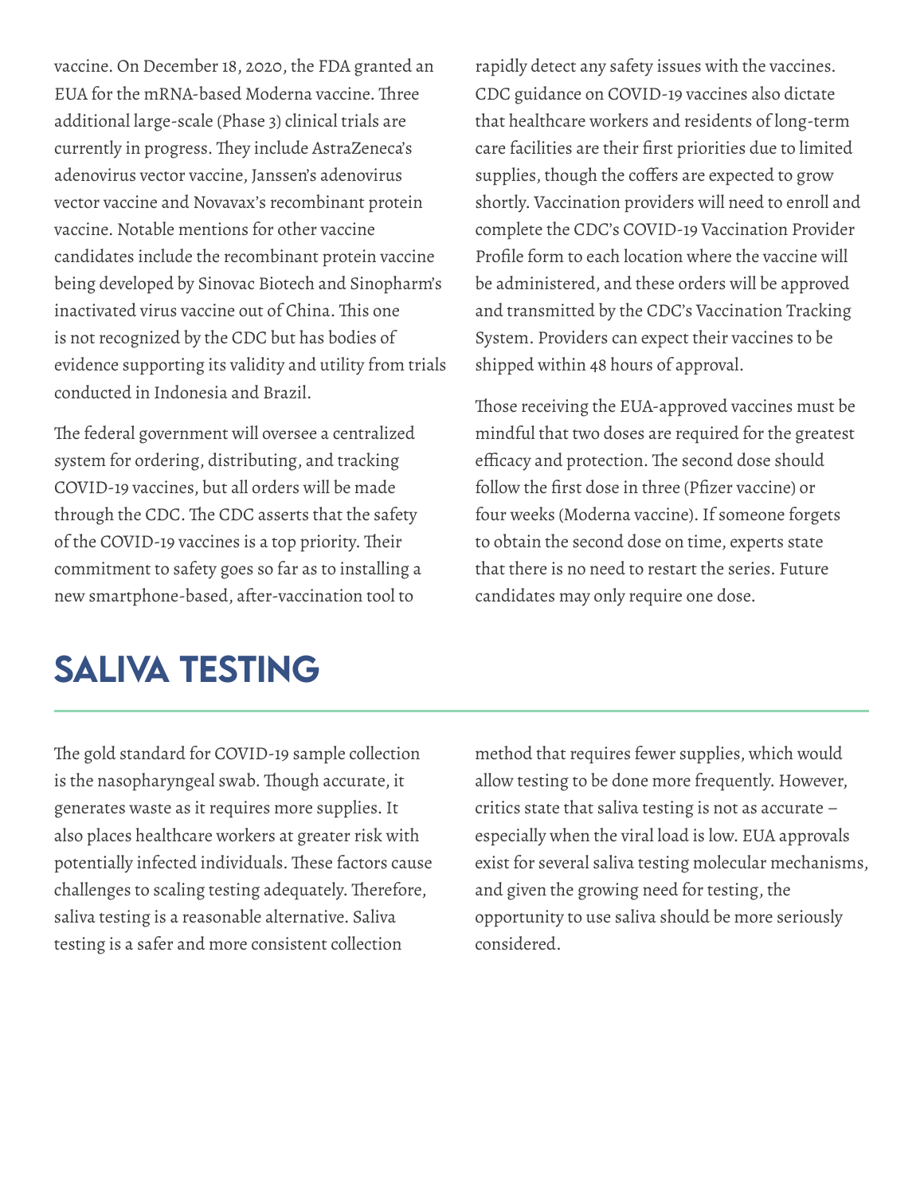vaccine. On December 18, 2020, the FDA granted an EUA for the mRNA-based Moderna vaccine. Three additional large-scale (Phase 3) clinical trials are currently in progress. They include AstraZeneca's adenovirus vector vaccine, Janssen's adenovirus vector vaccine and Novavax's recombinant protein vaccine. Notable mentions for other vaccine candidates include the recombinant protein vaccine being developed by Sinovac Biotech and Sinopharm's inactivated virus vaccine out of China. This one is not recognized by the CDC but has bodies of evidence supporting its validity and utility from trials conducted in Indonesia and Brazil.

The federal government will oversee a centralized system for ordering, distributing, and tracking COVID-19 vaccines, but all orders will be made through the CDC. The CDC asserts that the safety of the COVID-19 vaccines is a top priority. Their commitment to safety goes so far as to installing a new smartphone-based, after-vaccination tool to rapidly detect any safety issues with the vaccines. CDC guidance on COVID-19 vaccines also dictate that healthcare workers and residents of long-term care facilities are their first priorities due to limited supplies, though the coffers are expected to grow shortly. Vaccination providers will need to enroll and complete the CDC's COVID-19 Vaccination Provider Profile form to each location where the vaccine will be administered, and these orders will be approved and transmitted by the CDC's Vaccination Tracking System. Providers can expect their vaccines to be shipped within 48 hours of approval.

Those receiving the EUA-approved vaccines must be mindful that two doses are required for the greatest efficacy and protection. The second dose should follow the first dose in three (Pfizer vaccine) or four weeks (Moderna vaccine). If someone forgets to obtain the second dose on time, experts state that there is no need to restart the series. Future candidates may only require one dose.

# SALIVA TESTING

The gold standard for COVID-19 sample collection is the nasopharyngeal swab. Though accurate, it generates waste as it requires more supplies. It also places healthcare workers at greater risk with potentially infected individuals. These factors cause challenges to scaling testing adequately. Therefore, saliva testing is a reasonable alternative. Saliva testing is a safer and more consistent collection method that requires fewer supplies, which would allow testing to be done more frequently. However, critics state that saliva testing is not as accurate – especially when the viral load is low. EUA approvals exist for several saliva testing molecular mechanisms, and given the growing need for testing, the opportunity to use saliva should be more seriously considered.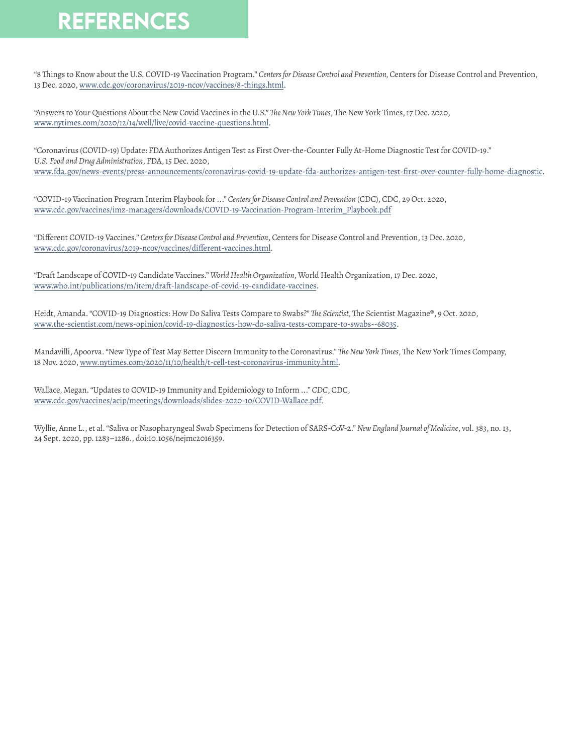# REFERENCES

"8 Things to Know about the U.S. COVID-19 Vaccination Program." *Centers for Disease Control and Prevention,* Centers for Disease Control and Prevention, 13 Dec. 2020, www.cdc.gov/coronavirus/2019-ncov/vaccines/8-things.html.

"Answers to Your Questions About the New Covid Vaccines in the U.S." *The New York Times*, The New York Times, 17 Dec. 2020, www.nytimes.com/2020/12/14/well/live/covid-vaccine-questions.html.

"Coronavirus (COVID-19) Update: FDA Authorizes Antigen Test as First Over-the-Counter Fully At-Home Diagnostic Test for COVID-19." *U.S. Food and Drug Administration*, FDA, 15 Dec. 2020, www.fda.gov/news-events/press-announcements/coronavirus-covid-19-update-fda-authorizes-antigen-test-first-over-counter-fully-home-diagnostic.

"COVID-19 Vaccination Program Interim Playbook for ..." *Centers for Disease Control and Prevention* (CDC), CDC, 29 Oct. 2020, www.cdc.gov/vaccines/imz-managers/downloads/COVID-19-Vaccination-Program-Interim_Playbook.pdf

"Different COVID-19 Vaccines." *Centers for Disease Control and Prevention*, Centers for Disease Control and Prevention, 13 Dec. 2020, www.cdc.gov/coronavirus/2019-ncov/vaccines/different-vaccines.html.

"Draft Landscape of COVID-19 Candidate Vaccines." *World Health Organization*, World Health Organization, 17 Dec. 2020, www.who.int/publications/m/item/draft-landscape-of-covid-19-candidate-vaccines.

Heidt, Amanda. "COVID-19 Diagnostics: How Do Saliva Tests Compare to Swabs?" *The Scientist*, The Scientist Magazine®, 9 Oct. 2020, www.the-scientist.com/news-opinion/covid-19-diagnostics-how-do-saliva-tests-compare-to-swabs--68035.

Mandavilli, Apoorva. "New Type of Test May Better Discern Immunity to the Coronavirus." *The New York Times*, The New York Times Company, 18 Nov. 2020, www.nytimes.com/2020/11/10/health/t-cell-test-coronavirus-immunity.html.

Wallace, Megan. "Updates to COVID-19 Immunity and Epidemiology to Inform ..." *CDC*, CDC, www.cdc.gov/vaccines/acip/meetings/downloads/slides-2020-10/COVID-Wallace.pdf.

Wyllie, Anne L., et al. "Saliva or Nasopharyngeal Swab Specimens for Detection of SARS-CoV-2." *New England Journal of Medicine*, vol. 383, no. 13, 24 Sept. 2020, pp. 1283–1286., doi:10.1056/nejmc2016359.